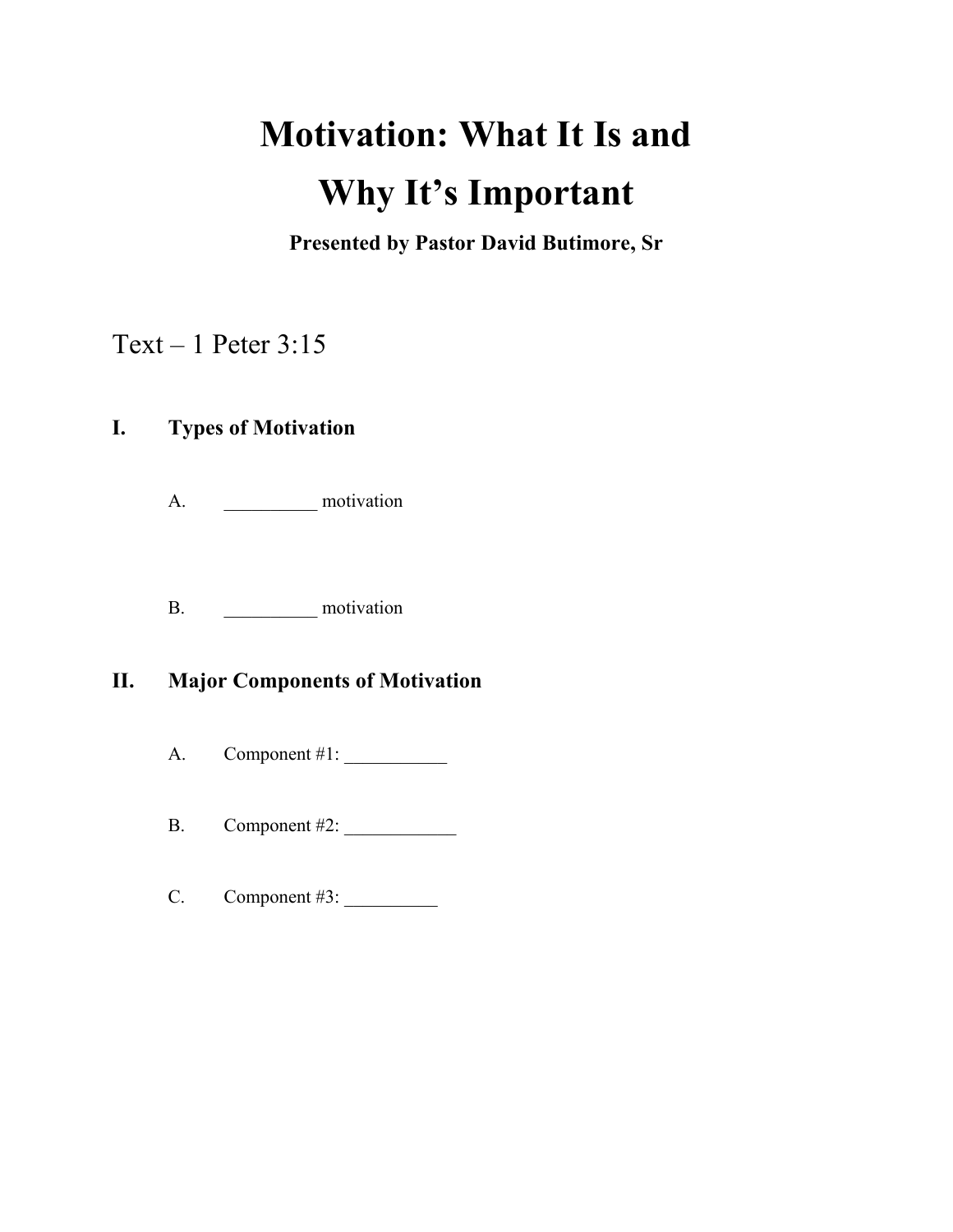# Motivation: What It Is and Why It's Important

**Presented by Pastor David Butimore, Sr**

Text – 1 Peter 3:15

## I. Types of Motivation

A. __________ motivation

B. __________ motivation

## II. Major Components of Motivation

A. Component #1: ___________

B. Component #2: ____________

C. Component #3: __________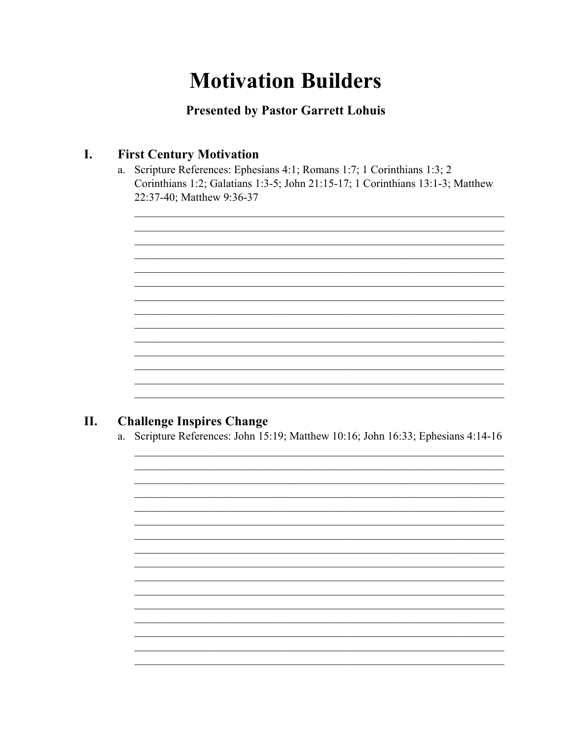# Motivation Builders

**Presented by Pastor Garrett Lohuis**

## I. First Century Motivation

a. Scripture References: Ephesians 4:1; Romans 1:7; 1 Corinthians 1:3; 2 Corinthians 1:2; Galatians 1:3-5; John 21:15-17; 1 Corinthians 13:1-3; Matthew 22:37-40; Matthew 9:36-37

## II. Challenge Inspires Change

a. Scripture References: John 15:19; Matthew 10:16; John 16:33; Ephesians 4:14-16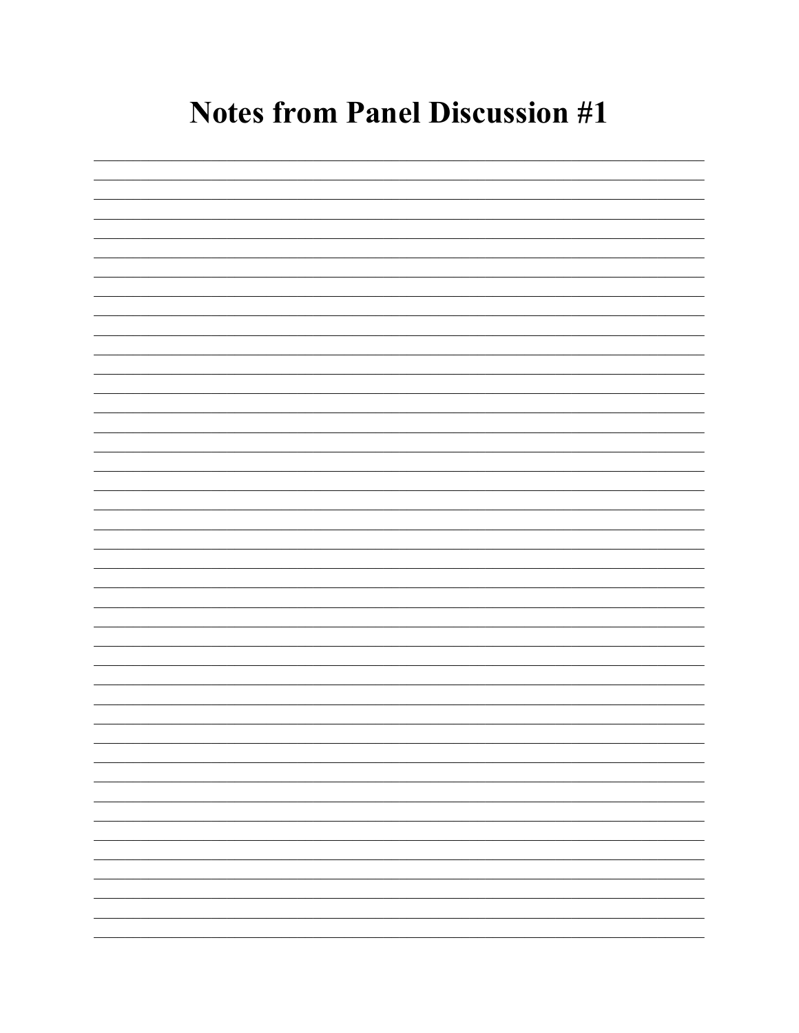# Notes from Panel Discussion #1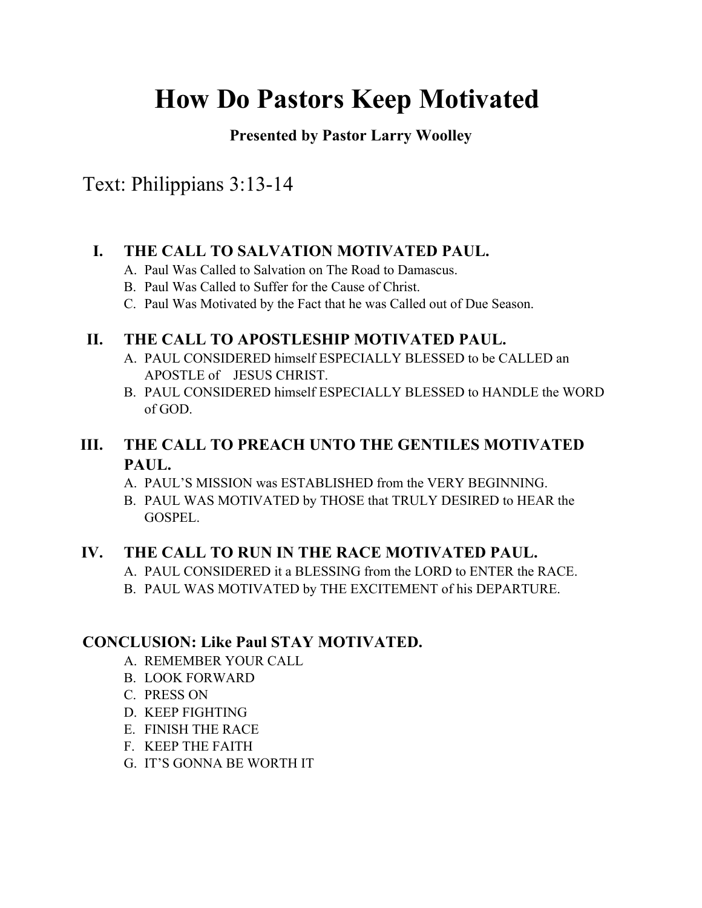# How Do Pastors Keep Motivated

**Presented by Pastor Larry Woolley**

Text: Philippians 3:13-14

## I. THE CALL TO SALVATION MOTIVATED PAUL.

A. Paul Was Called to Salvation on The Road to Damascus.
B. Paul Was Called to Suffer for the Cause of Christ.
C. Paul Was Motivated by the Fact that he was Called out of Due Season.

## II. THE CALL TO APOSTLESHIP MOTIVATED PAUL.

A. PAUL CONSIDERED himself ESPECIALLY BLESSED to be CALLED an APOSTLE of JESUS CHRIST.
B. PAUL CONSIDERED himself ESPECIALLY BLESSED to HANDLE the WORD of GOD.

## III. THE CALL TO PREACH UNTO THE GENTILES MOTIVATED PAUL.

A. PAUL'S MISSION was ESTABLISHED from the VERY BEGINNING.
B. PAUL WAS MOTIVATED by THOSE that TRULY DESIRED to HEAR the GOSPEL.

## IV. THE CALL TO RUN IN THE RACE MOTIVATED PAUL.

A. PAUL CONSIDERED it a BLESSING from the LORD to ENTER the RACE.
B. PAUL WAS MOTIVATED by THE EXCITEMENT of his DEPARTURE.

## CONCLUSION: Like Paul STAY MOTIVATED.

A. REMEMBER YOUR CALL
B. LOOK FORWARD
C. PRESS ON
D. KEEP FIGHTING
E. FINISH THE RACE
F. KEEP THE FAITH
G. IT'S GONNA BE WORTH IT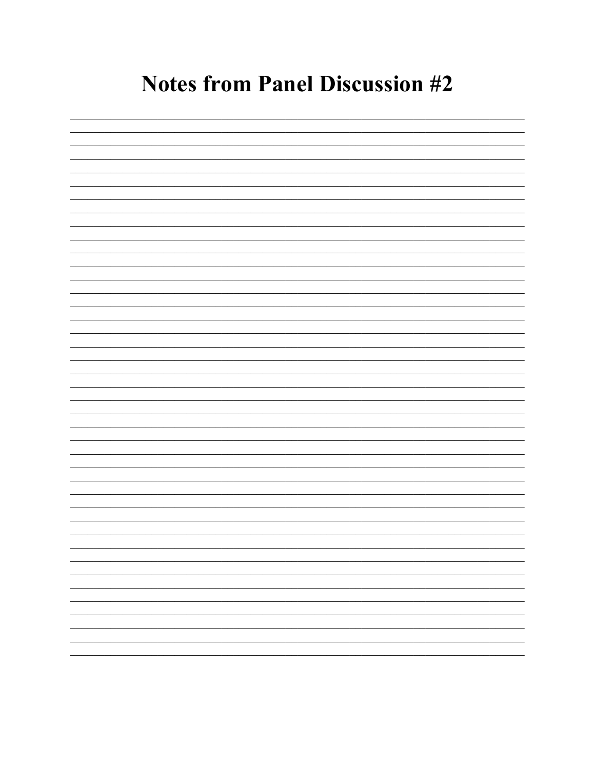# Notes from Panel Discussion #2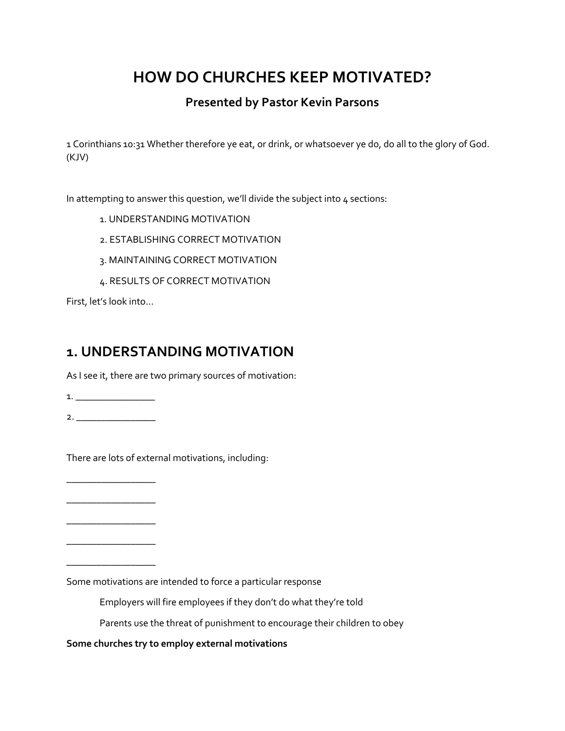# HOW DO CHURCHES KEEP MOTIVATED?

### Presented by Pastor Kevin Parsons

1 Corinthians 10:31 Whether therefore ye eat, or drink, or whatsoever ye do, do all to the glory of God. (KJV)

In attempting to answer this question, we'll divide the subject into 4 sections:

1. UNDERSTANDING MOTIVATION
2. ESTABLISHING CORRECT MOTIVATION
3. MAINTAINING CORRECT MOTIVATION
4. RESULTS OF CORRECT MOTIVATION

First, let's look into…

## 1. UNDERSTANDING MOTIVATION

As I see it, there are two primary sources of motivation:

1. _______________

2. _______________

There are lots of external motivations, including:

________________

________________

________________

________________

________________

Some motivations are intended to force a particular response

Employers will fire employees if they don't do what they're told

Parents use the threat of punishment to encourage their children to obey

**Some churches try to employ external motivations**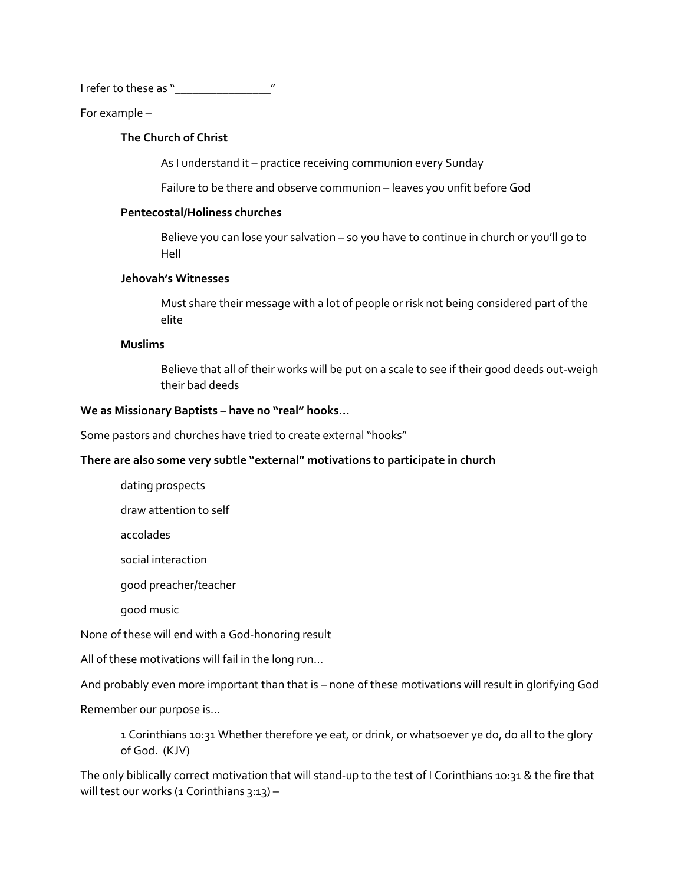I refer to these as "_______________"

For example –

**The Church of Christ**

As I understand it – practice receiving communion every Sunday

Failure to be there and observe communion – leaves you unfit before God

**Pentecostal/Holiness churches**

Believe you can lose your salvation – so you have to continue in church or you'll go to Hell

**Jehovah's Witnesses**

Must share their message with a lot of people or risk not being considered part of the elite

**Muslims**

Believe that all of their works will be put on a scale to see if their good deeds out-weigh their bad deeds

**We as Missionary Baptists – have no "real" hooks…**

Some pastors and churches have tried to create external "hooks"

**There are also some very subtle "external" motivations to participate in church**

dating prospects

draw attention to self

accolades

social interaction

good preacher/teacher

good music

None of these will end with a God-honoring result

All of these motivations will fail in the long run…

And probably even more important than that is – none of these motivations will result in glorifying God

Remember our purpose is…

> 1 Corinthians 10:31 Whether therefore ye eat, or drink, or whatsoever ye do, do all to the glory of God. (KJV)

The only biblically correct motivation that will stand-up to the test of I Corinthians 10:31 & the fire that will test our works (1 Corinthians 3:13) –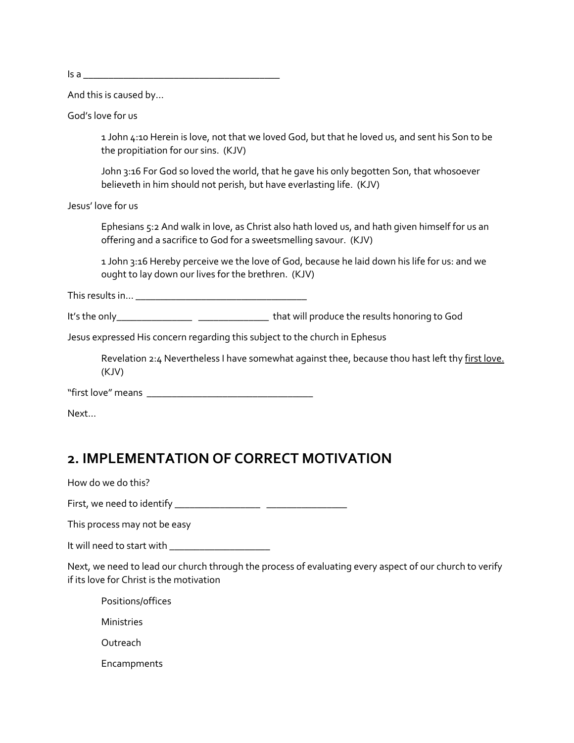Is a _______________________________________

And this is caused by…

God's love for us

> 1 John 4:10 Herein is love, not that we loved God, but that he loved us, and sent his Son to be the propitiation for our sins. (KJV)
>
> John 3:16 For God so loved the world, that he gave his only begotten Son, that whosoever believeth in him should not perish, but have everlasting life. (KJV)

Jesus' love for us

> Ephesians 5:2 And walk in love, as Christ also hath loved us, and hath given himself for us an offering and a sacrifice to God for a sweetsmelling savour. (KJV)
>
> 1 John 3:16 Hereby perceive we the love of God, because he laid down his life for us: and we ought to lay down our lives for the brethren. (KJV)

This results in… __________________________________

It's the only_______________ ______________ that will produce the results honoring to God

Jesus expressed His concern regarding this subject to the church in Ephesus

> Revelation 2:4 Nevertheless I have somewhat against thee, because thou hast left thy <u>first love.</u> (KJV)

"first love" means ________________________________

Next…

## 2. IMPLEMENTATION OF CORRECT MOTIVATION

How do we do this?

First, we need to identify ________________ ________________

This process may not be easy

It will need to start with ___________________

Next, we need to lead our church through the process of evaluating every aspect of our church to verify if its love for Christ is the motivation

- Positions/offices
- Ministries
- Outreach
- Encampments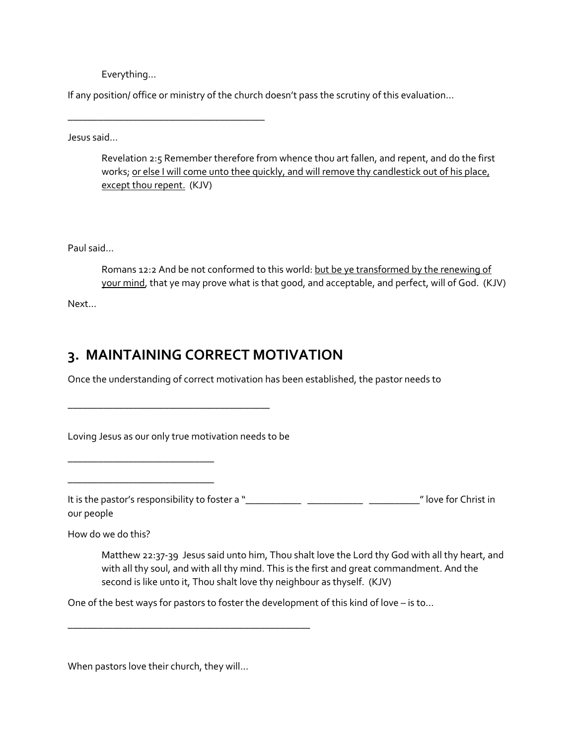Everything…

If any position/ office or ministry of the church doesn't pass the scrutiny of this evaluation…

_______________________________________

Jesus said…

> Revelation 2:5 Remember therefore from whence thou art fallen, and repent, and do the first works; <u>or else I will come unto thee quickly, and will remove thy candlestick out of his place, except thou repent.</u> (KJV)

Paul said…

> Romans 12:2 And be not conformed to this world: <u>but be ye transformed by the renewing of your mind</u>, that ye may prove what is that good, and acceptable, and perfect, will of God. (KJV)

Next…

## 3. MAINTAINING CORRECT MOTIVATION

Once the understanding of correct motivation has been established, the pastor needs to

________________________________________

Loving Jesus as our only true motivation needs to be

_____________________________

_____________________________

It is the pastor's responsibility to foster a "___________ ___________ __________" love for Christ in our people

How do we do this?

> Matthew 22:37-39 Jesus said unto him, Thou shalt love the Lord thy God with all thy heart, and with all thy soul, and with all thy mind. This is the first and great commandment. And the second is like unto it, Thou shalt love thy neighbour as thyself. (KJV)

One of the best ways for pastors to foster the development of this kind of love – is to…

________________________________________________

When pastors love their church, they will…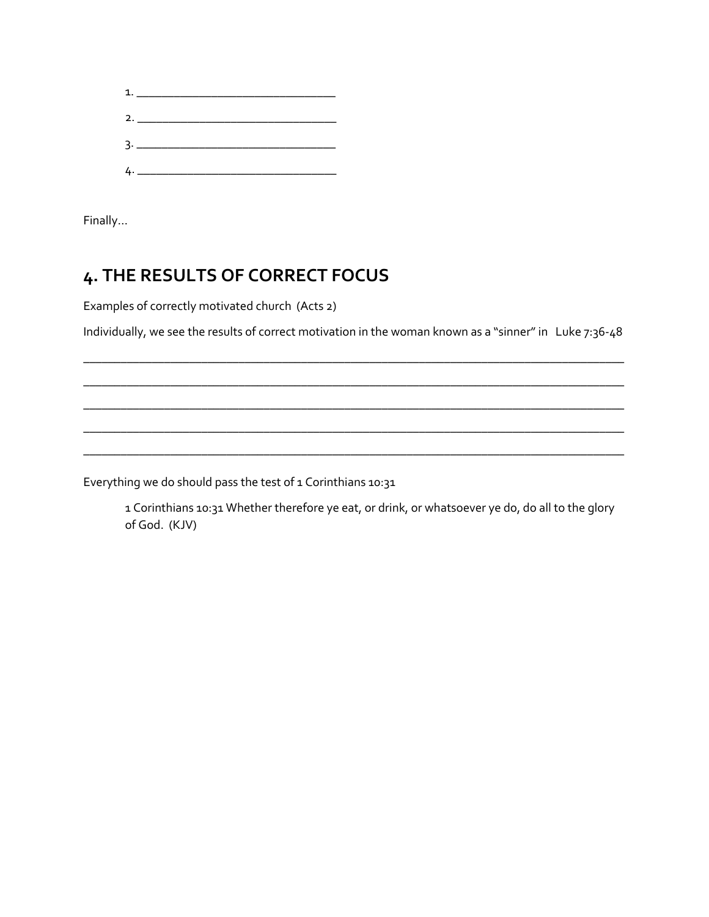1. ______________________________

2. ______________________________

3. ______________________________

4. ______________________________

Finally…

## 4. THE RESULTS OF CORRECT FOCUS

Examples of correctly motivated church (Acts 2)

Individually, we see the results of correct motivation in the woman known as a "sinner" in Luke 7:36-48

________________________________________________________________________________

________________________________________________________________________________

________________________________________________________________________________

________________________________________________________________________________

________________________________________________________________________________

Everything we do should pass the test of 1 Corinthians 10:31

> 1 Corinthians 10:31 Whether therefore ye eat, or drink, or whatsoever ye do, do all to the glory of God. (KJV)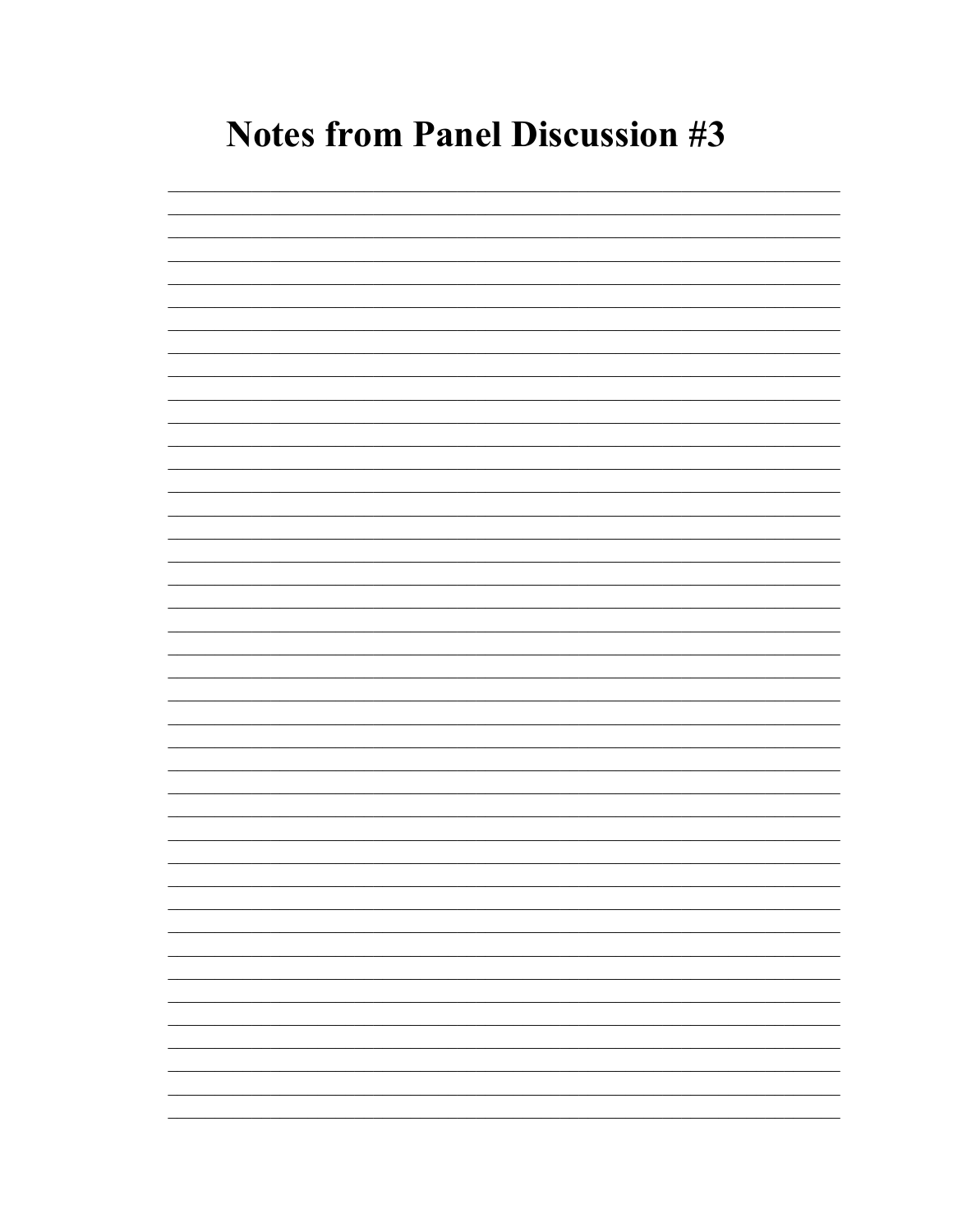# Notes from Panel Discussion #3